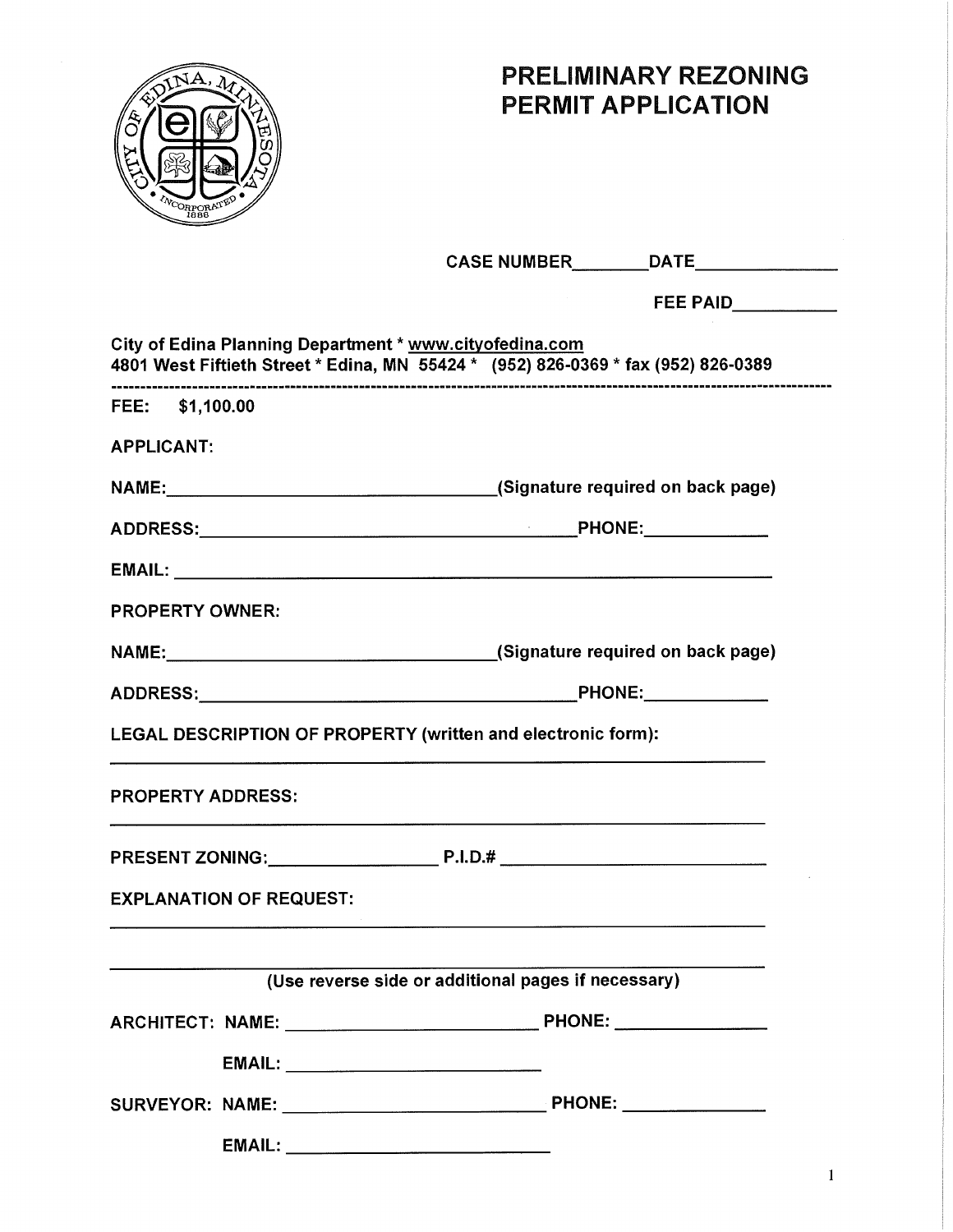# PRELIMINARY REZONING PERMIT APPLICATION

CASE NUMBER________ DATE______________

FEE PAID__________

City of Edina Planning Department * www.cityofedina.com
4801 West Fiftieth Street * Edina, MN 55424 * (952) 826-0369 * fax (952) 826-0389

---

**FEE: $1,100.00**

**APPLICANT:**

NAME:_________________________________(Signature required on back page)

ADDRESS:_____________________________________PHONE:____________

EMAIL: ______________________________________________________

**PROPERTY OWNER:**

NAME:_________________________________(Signature required on back page)

ADDRESS:_____________________________________PHONE:____________

**LEGAL DESCRIPTION OF PROPERTY (written and electronic form):**

______________________________________________________________

**PROPERTY ADDRESS:**

______________________________________________________________

PRESENT ZONING:________________ P.I.D.# _________________________

**EXPLANATION OF REQUEST:**

______________________________________________________________

______________________________________________________________

(Use reverse side or additional pages if necessary)

ARCHITECT: NAME: _________________________ PHONE: _______________

EMAIL: __________________________

SURVEYOR: NAME: _________________________ PHONE: _______________

EMAIL: __________________________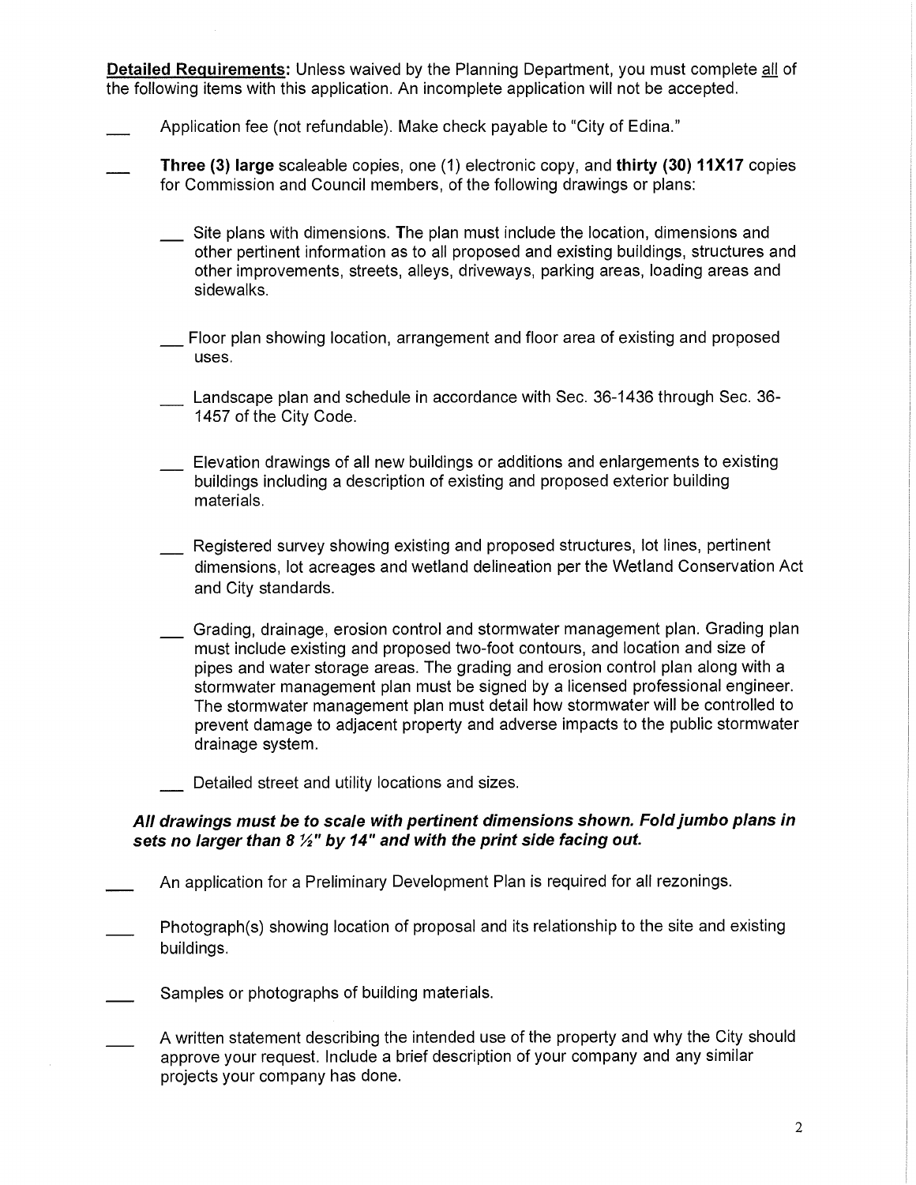**Detailed Requirements:** Unless waived by the Planning Department, you must complete all of the following items with this application. An incomplete application will not be accepted.

___ Application fee (not refundable). Make check payable to "City of Edina."

___ **Three (3) large** scaleable copies, one (1) electronic copy, and **thirty (30) 11X17** copies for Commission and Council members, of the following drawings or plans:

- ___ Site plans with dimensions. The plan must include the location, dimensions and other pertinent information as to all proposed and existing buildings, structures and other improvements, streets, alleys, driveways, parking areas, loading areas and sidewalks.
- ___ Floor plan showing location, arrangement and floor area of existing and proposed uses.
- ___ Landscape plan and schedule in accordance with Sec. 36-1436 through Sec. 36-1457 of the City Code.
- ___ Elevation drawings of all new buildings or additions and enlargements to existing buildings including a description of existing and proposed exterior building materials.
- ___ Registered survey showing existing and proposed structures, lot lines, pertinent dimensions, lot acreages and wetland delineation per the Wetland Conservation Act and City standards.
- ___ Grading, drainage, erosion control and stormwater management plan. Grading plan must include existing and proposed two-foot contours, and location and size of pipes and water storage areas. The grading and erosion control plan along with a stormwater management plan must be signed by a licensed professional engineer. The stormwater management plan must detail how stormwater will be controlled to prevent damage to adjacent property and adverse impacts to the public stormwater drainage system.
- ___ Detailed street and utility locations and sizes.

***All drawings must be to scale with pertinent dimensions shown. Fold jumbo plans in sets no larger than 8 ½" by 14" and with the print side facing out.***

___ An application for a Preliminary Development Plan is required for all rezonings.

___ Photograph(s) showing location of proposal and its relationship to the site and existing buildings.

___ Samples or photographs of building materials.

___ A written statement describing the intended use of the property and why the City should approve your request. Include a brief description of your company and any similar projects your company has done.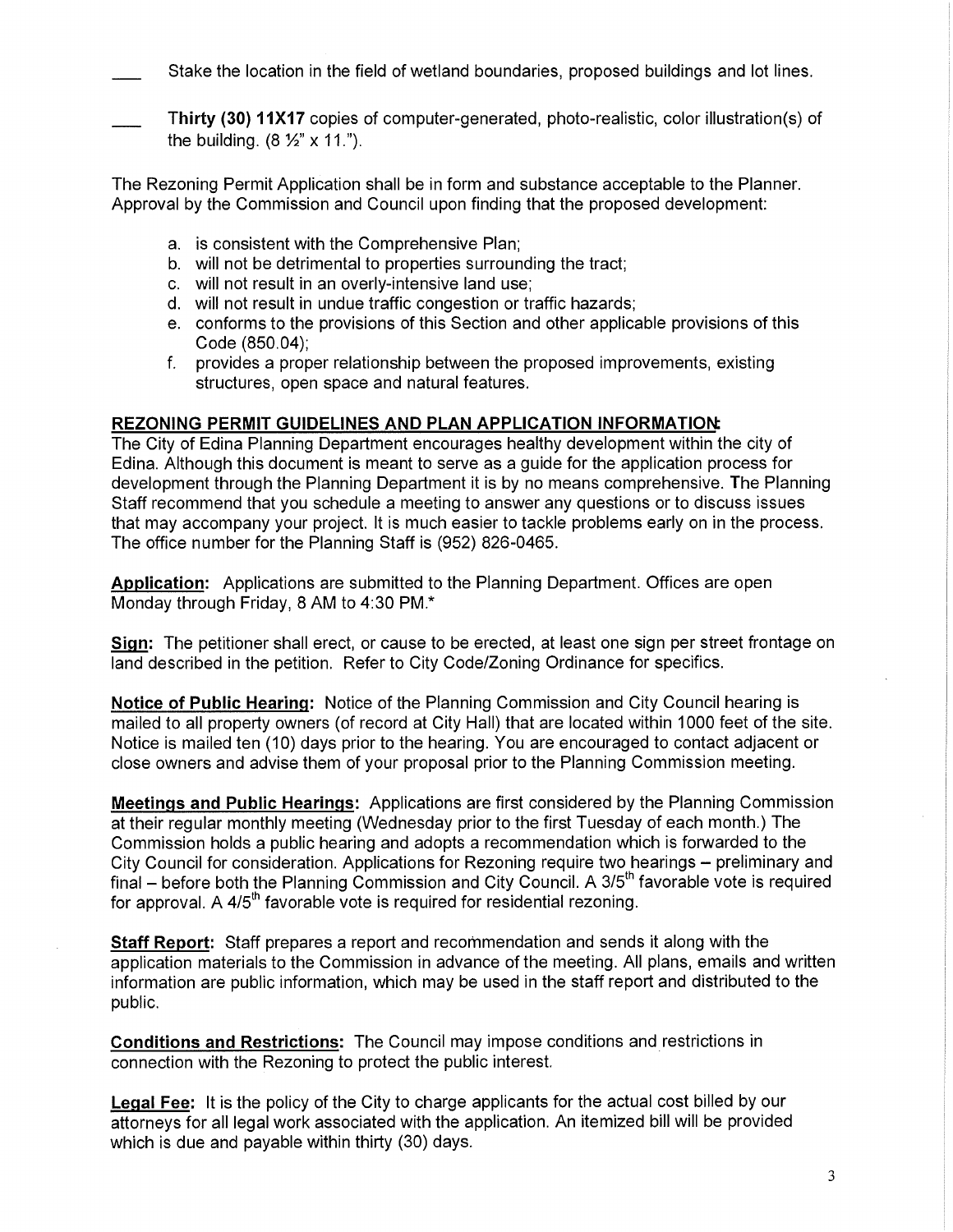___ Stake the location in the field of wetland boundaries, proposed buildings and lot lines.

___ **Thirty (30) 11X17** copies of computer-generated, photo-realistic, color illustration(s) of the building. (8 ½" x 11.").

The Rezoning Permit Application shall be in form and substance acceptable to the Planner. Approval by the Commission and Council upon finding that the proposed development:

a. is consistent with the Comprehensive Plan;
b. will not be detrimental to properties surrounding the tract;
c. will not result in an overly-intensive land use;
d. will not result in undue traffic congestion or traffic hazards;
e. conforms to the provisions of this Section and other applicable provisions of this Code (850.04);
f. provides a proper relationship between the proposed improvements, existing structures, open space and natural features.

**REZONING PERMIT GUIDELINES AND PLAN APPLICATION INFORMATION:**

The City of Edina Planning Department encourages healthy development within the city of Edina. Although this document is meant to serve as a guide for the application process for development through the Planning Department it is by no means comprehensive. The Planning Staff recommend that you schedule a meeting to answer any questions or to discuss issues that may accompany your project. It is much easier to tackle problems early on in the process. The office number for the Planning Staff is (952) 826-0465.

**Application:** Applications are submitted to the Planning Department. Offices are open Monday through Friday, 8 AM to 4:30 PM.*

**Sign:** The petitioner shall erect, or cause to be erected, at least one sign per street frontage on land described in the petition. Refer to City Code/Zoning Ordinance for specifics.

**Notice of Public Hearing:** Notice of the Planning Commission and City Council hearing is mailed to all property owners (of record at City Hall) that are located within 1000 feet of the site. Notice is mailed ten (10) days prior to the hearing. You are encouraged to contact adjacent or close owners and advise them of your proposal prior to the Planning Commission meeting.

**Meetings and Public Hearings:** Applications are first considered by the Planning Commission at their regular monthly meeting (Wednesday prior to the first Tuesday of each month.) The Commission holds a public hearing and adopts a recommendation which is forwarded to the City Council for consideration. Applications for Rezoning require two hearings – preliminary and final – before both the Planning Commission and City Council. A 3/5th favorable vote is required for approval. A 4/5th favorable vote is required for residential rezoning.

**Staff Report:** Staff prepares a report and recommendation and sends it along with the application materials to the Commission in advance of the meeting. All plans, emails and written information are public information, which may be used in the staff report and distributed to the public.

**Conditions and Restrictions:** The Council may impose conditions and restrictions in connection with the Rezoning to protect the public interest.

**Legal Fee:** It is the policy of the City to charge applicants for the actual cost billed by our attorneys for all legal work associated with the application. An itemized bill will be provided which is due and payable within thirty (30) days.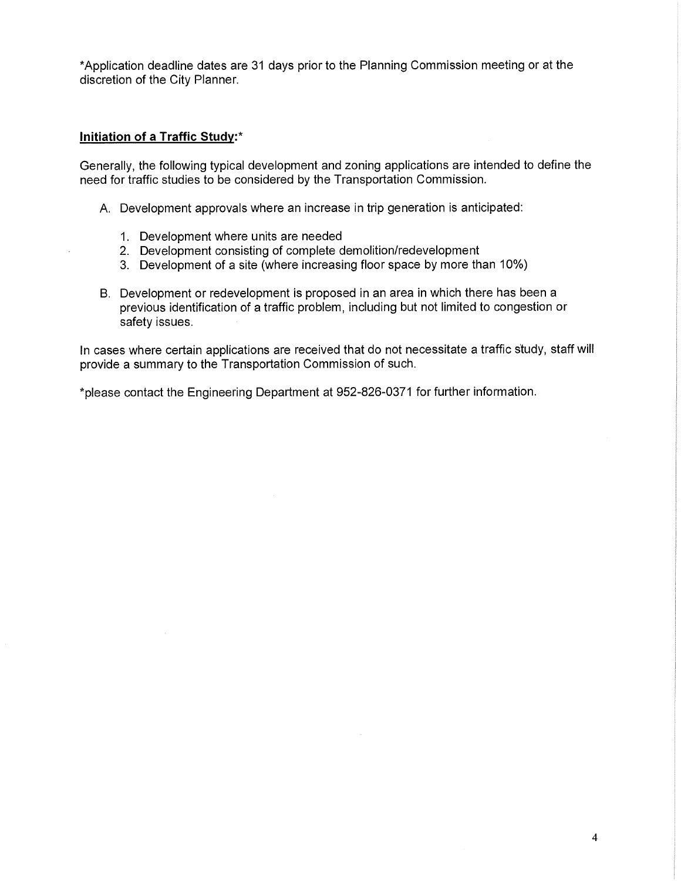*Application deadline dates are 31 days prior to the Planning Commission meeting or at the discretion of the City Planner.

**Initiation of a Traffic Study:***

Generally, the following typical development and zoning applications are intended to define the need for traffic studies to be considered by the Transportation Commission.

A. Development approvals where an increase in trip generation is anticipated:

   1. Development where units are needed
   2. Development consisting of complete demolition/redevelopment
   3. Development of a site (where increasing floor space by more than 10%)

B. Development or redevelopment is proposed in an area in which there has been a previous identification of a traffic problem, including but not limited to congestion or safety issues.

In cases where certain applications are received that do not necessitate a traffic study, staff will provide a summary to the Transportation Commission of such.

*please contact the Engineering Department at 952-826-0371 for further information.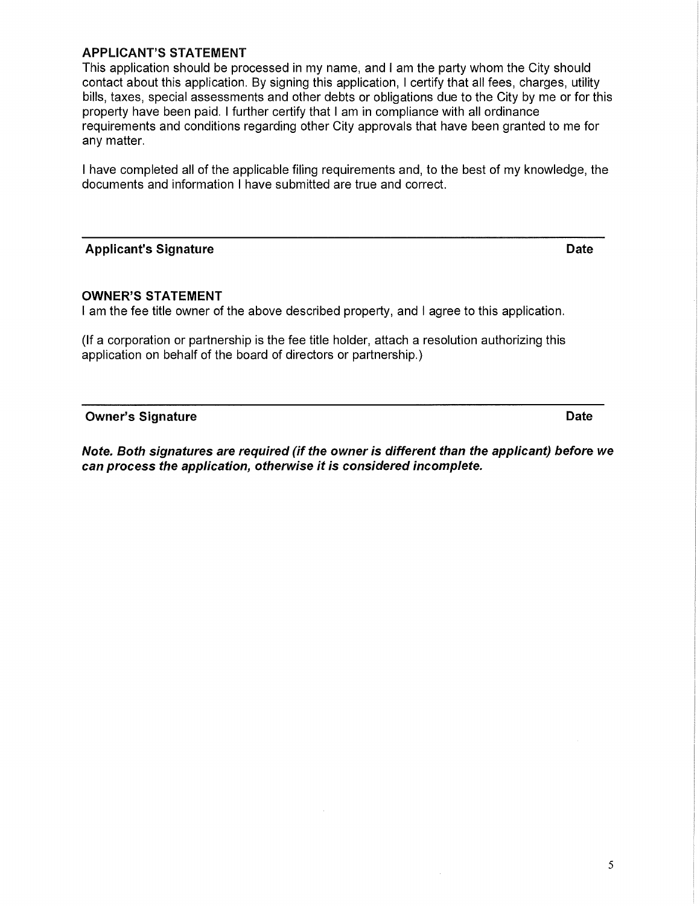## APPLICANT'S STATEMENT

This application should be processed in my name, and I am the party whom the City should contact about this application. By signing this application, I certify that all fees, charges, utility bills, taxes, special assessments and other debts or obligations due to the City by me or for this property have been paid. I further certify that I am in compliance with all ordinance requirements and conditions regarding other City approvals that have been granted to me for any matter.

I have completed all of the applicable filing requirements and, to the best of my knowledge, the documents and information I have submitted are true and correct.

\_\_\_\_\_\_\_\_\_\_\_\_\_\_\_\_\_\_\_\_\_\_\_\_\_\_\_\_\_\_\_\_\_\_\_\_\_\_\_\_\_\_\_\_\_\_\_\_\_\_\_\_\_\_\_\_\_\_\_\_\_\_\_\_\_\_\_\_\_\_

**Applicant's Signature** **Date**

## OWNER'S STATEMENT

I am the fee title owner of the above described property, and I agree to this application.

(If a corporation or partnership is the fee title holder, attach a resolution authorizing this application on behalf of the board of directors or partnership.)

\_\_\_\_\_\_\_\_\_\_\_\_\_\_\_\_\_\_\_\_\_\_\_\_\_\_\_\_\_\_\_\_\_\_\_\_\_\_\_\_\_\_\_\_\_\_\_\_\_\_\_\_\_\_\_\_\_\_\_\_\_\_\_\_\_\_\_\_\_\_

**Owner's Signature** **Date**

***Note. Both signatures are required (if the owner is different than the applicant) before we can process the application, otherwise it is considered incomplete.***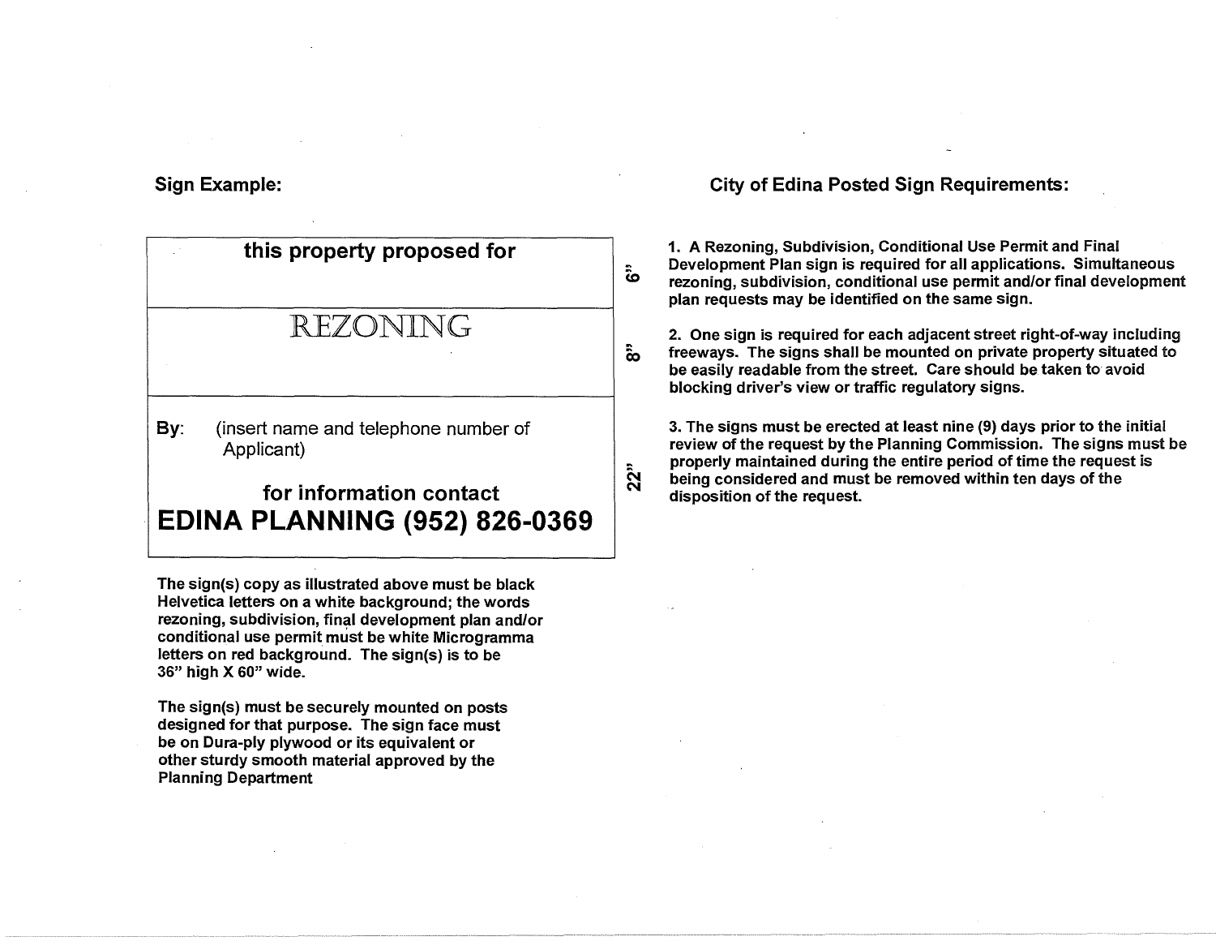**Sign Example:**

| this property proposed for | 6" |
|---|---|
| REZONING | 8" |
| By: (insert name and telephone number of Applicant)<br><br>**for information contact**<br>**EDINA PLANNING (952) 826-0369** | 22" |

**The sign(s) copy as illustrated above must be black Helvetica letters on a white background; the words rezoning, subdivision, final development plan and/or conditional use permit must be white Microgramma letters on red background. The sign(s) is to be 36" high X 60" wide.**

**The sign(s) must be securely mounted on posts designed for that purpose. The sign face must be on Dura-ply plywood or its equivalent or other sturdy smooth material approved by the Planning Department**

**City of Edina Posted Sign Requirements:**

1. **A Rezoning, Subdivision, Conditional Use Permit and Final Development Plan sign is required for all applications. Simultaneous rezoning, subdivision, conditional use permit and/or final development plan requests may be identified on the same sign.**

2. **One sign is required for each adjacent street right-of-way including freeways. The signs shall be mounted on private property situated to be easily readable from the street. Care should be taken to avoid blocking driver's view or traffic regulatory signs.**

3. **The signs must be erected at least nine (9) days prior to the initial review of the request by the Planning Commission. The signs must be properly maintained during the entire period of time the request is being considered and must be removed within ten days of the disposition of the request.**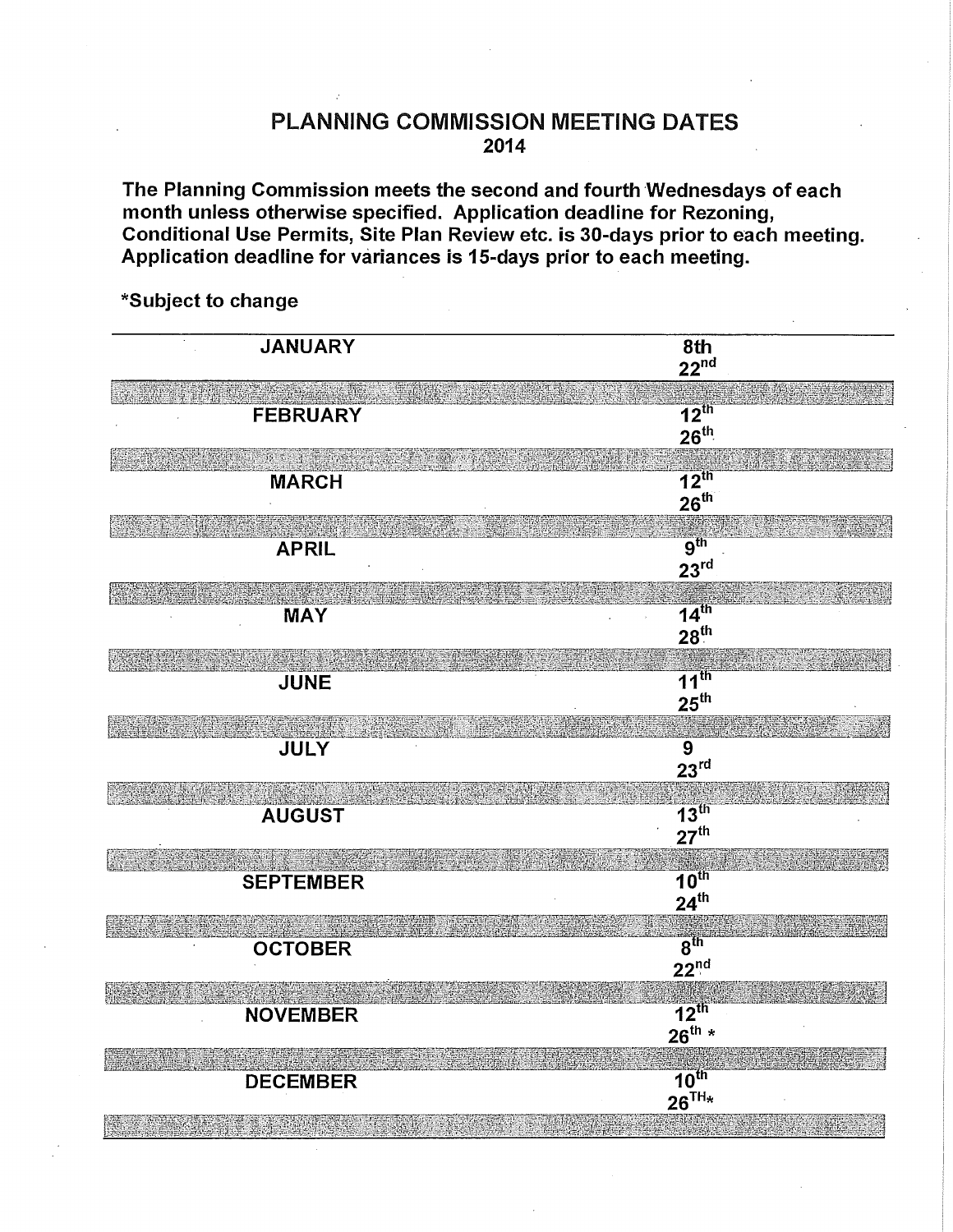# PLANNING COMMISSION MEETING DATES
## 2014

**The Planning Commission meets the second and fourth Wednesdays of each month unless otherwise specified. Application deadline for Rezoning, Conditional Use Permits, Site Plan Review etc. is 30-days prior to each meeting. Application deadline for variances is 15-days prior to each meeting.**

**\*Subject to change**

| | |
|---|---|
| **JANUARY** | **8th**<br>**22nd** |
| **FEBRUARY** | **12th**<br>**26th** |
| **MARCH** | **12th**<br>**26th** |
| **APRIL** | **9th**<br>**23rd** |
| **MAY** | **14th**<br>**28th** |
| **JUNE** | **11th**<br>**25th** |
| **JULY** | **9**<br>**23rd** |
| **AUGUST** | **13th**<br>**27th** |
| **SEPTEMBER** | **10th**<br>**24th** |
| **OCTOBER** | **8th**<br>**22nd** |
| **NOVEMBER** | **12th**<br>**26th \*** |
| **DECEMBER** | **10th**<br>**26TH\*** |